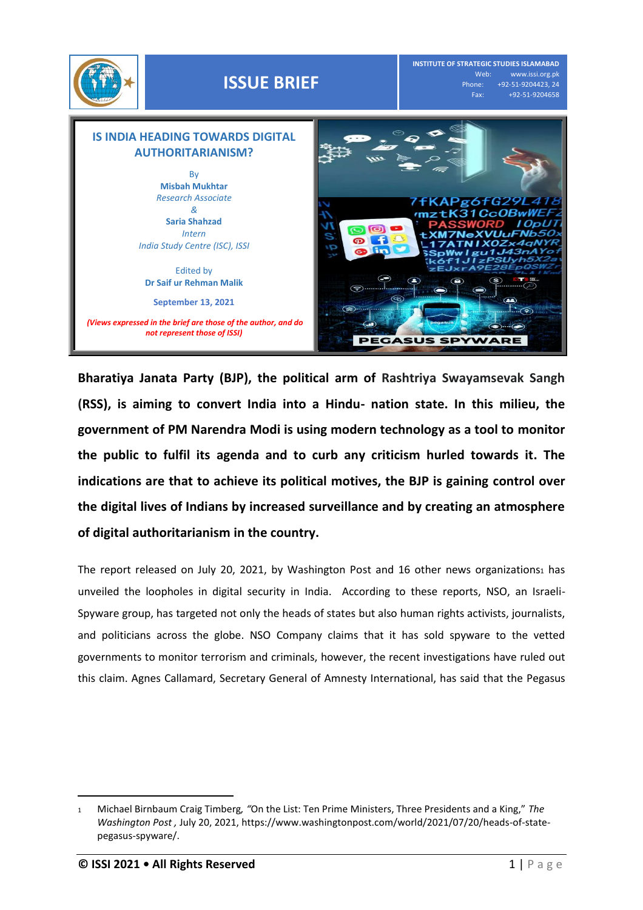ISSUE BRIEF

INSTITUTE OF STRATEGIC STUDIES ISLAMABAD
Web: www.issi.org.pk
Phone: +92-51-9204423, 24
Fax: +92-51-9204658

# IS INDIA HEADING TOWARDS DIGITAL AUTHORITARIANISM?

By

**Misbah Mukhtar**
*Research Associate*

*&*

**Saria Shahzad**
*Intern*
*India Study Centre (ISC), ISSI*

Edited by
**Dr Saif ur Rehman Malik**

**September 13, 2021**

***(Views expressed in the brief are those of the author, and do not represent those of ISSI)***

**Bharatiya Janata Party (BJP), the political arm of Rashtriya Swayamsevak Sangh (RSS), is aiming to convert India into a Hindu- nation state. In this milieu, the government of PM Narendra Modi is using modern technology as a tool to monitor the public to fulfil its agenda and to curb any criticism hurled towards it. The indications are that to achieve its political motives, the BJP is gaining control over the digital lives of Indians by increased surveillance and by creating an atmosphere of digital authoritarianism in the country.**

The report released on July 20, 2021, by Washington Post and 16 other news organizations[1] has unveiled the loopholes in digital security in India. According to these reports, NSO, an Israeli-Spyware group, has targeted not only the heads of states but also human rights activists, journalists, and politicians across the globe. NSO Company claims that it has sold spyware to the vetted governments to monitor terrorism and criminals, however, the recent investigations have ruled out this claim. Agnes Callamard, Secretary General of Amnesty International, has said that the Pegasus

---

[1] Michael Birnbaum Craig Timberg, *"*On the List: Ten Prime Ministers, Three Presidents and a King," *The Washington Post ,* July 20, 2021, https://www.washingtonpost.com/world/2021/07/20/heads-of-state-pegasus-spyware/.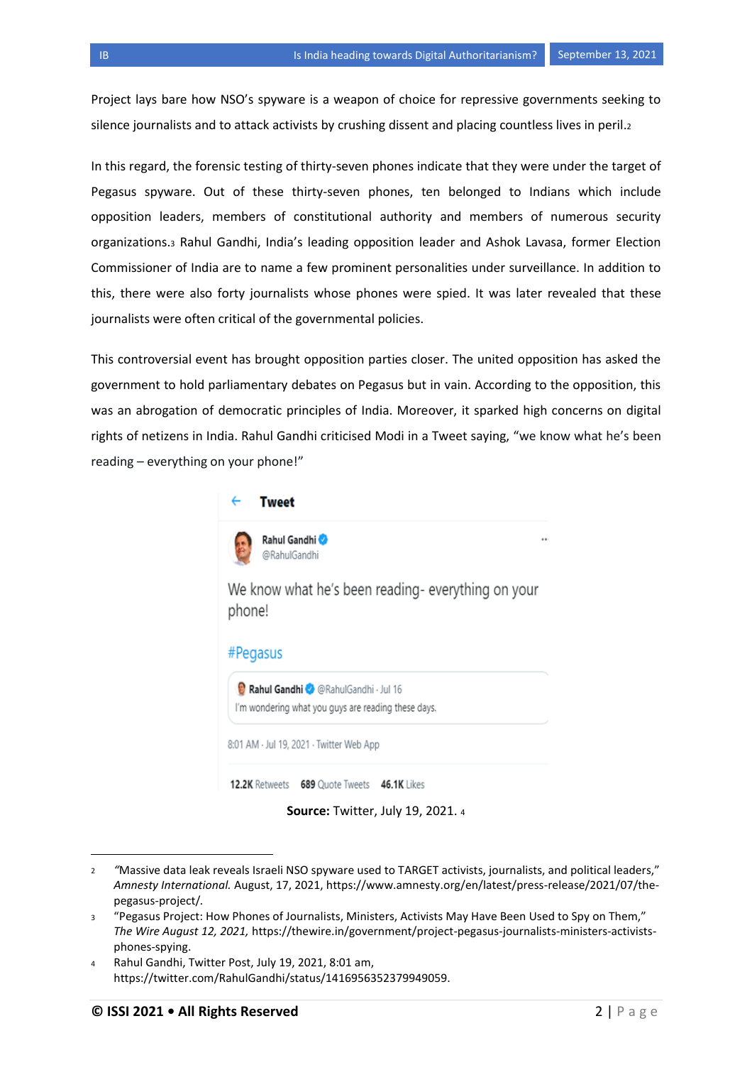Project lays bare how NSO's spyware is a weapon of choice for repressive governments seeking to silence journalists and to attack activists by crushing dissent and placing countless lives in peril.[2]

In this regard, the forensic testing of thirty-seven phones indicate that they were under the target of Pegasus spyware. Out of these thirty-seven phones, ten belonged to Indians which include opposition leaders, members of constitutional authority and members of numerous security organizations.[3] Rahul Gandhi, India's leading opposition leader and Ashok Lavasa, former Election Commissioner of India are to name a few prominent personalities under surveillance. In addition to this, there were also forty journalists whose phones were spied. It was later revealed that these journalists were often critical of the governmental policies.

This controversial event has brought opposition parties closer. The united opposition has asked the government to hold parliamentary debates on Pegasus but in vain. According to the opposition, this was an abrogation of democratic principles of India. Moreover, it sparked high concerns on digital rights of netizens in India. Rahul Gandhi criticised Modi in a Tweet saying, "we know what he's been reading – everything on your phone!"

Tweet

Rahul Gandhi @RahulGandhi

We know what he's been reading- everything on your phone!

#Pegasus

Rahul Gandhi @RahulGandhi · Jul 16
I'm wondering what you guys are reading these days.

8:01 AM · Jul 19, 2021 · Twitter Web App

12.2K Retweets 689 Quote Tweets 46.1K Likes

**Source:** Twitter, July 19, 2021.[4]

---

[2] *"Massive data leak reveals Israeli NSO spyware used to TARGET activists, journalists, and political leaders," Amnesty International.* August, 17, 2021, https://www.amnesty.org/en/latest/press-release/2021/07/the-pegasus-project/.

[3] "Pegasus Project: How Phones of Journalists, Ministers, Activists May Have Been Used to Spy on Them," *The Wire August 12, 2021,* https://thewire.in/government/project-pegasus-journalists-ministers-activists-phones-spying.

[4] Rahul Gandhi, Twitter Post, July 19, 2021, 8:01 am, https://twitter.com/RahulGandhi/status/1416956352379949059.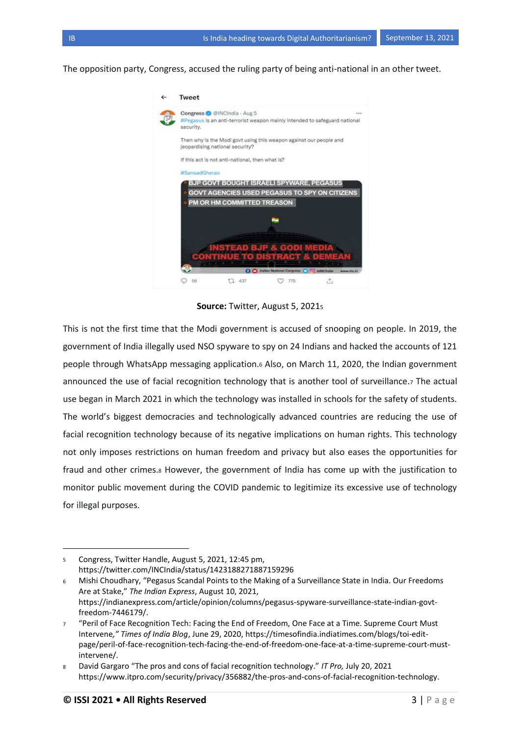The opposition party, Congress, accused the ruling party of being anti-national in an other tweet.

Tweet

Congress @INCIndia · Aug 5

#Pegasus is an anti-terrorist weapon mainly intended to safeguard national security.

Then why is the Modi govt using this weapon against our people and jeopardising national security?

If this act is not anti-national, then what is?

#SansadGherao

BJP GOVT BOUGHT ISRAELI SPYWARE, PEGASUS

GOVT AGENCIES USED PEGASUS TO SPY ON CITIZENS

PM OR HM COMMITTED TREASON

INSTEAD BJP & GODI MEDIA CONTINUE TO DISTRACT & DEMEAN

**Source:** Twitter, August 5, 2021[5]

This is not the first time that the Modi government is accused of snooping on people. In 2019, the government of India illegally used NSO spyware to spy on 24 Indians and hacked the accounts of 121 people through WhatsApp messaging application.[6] Also, on March 11, 2020, the Indian government announced the use of facial recognition technology that is another tool of surveillance.[7] The actual use began in March 2021 in which the technology was installed in schools for the safety of students. The world's biggest democracies and technologically advanced countries are reducing the use of facial recognition technology because of its negative implications on human rights. This technology not only imposes restrictions on human freedom and privacy but also eases the opportunities for fraud and other crimes.[8] However, the government of India has come up with the justification to monitor public movement during the COVID pandemic to legitimize its excessive use of technology for illegal purposes.

---

[5] Congress, Twitter Handle, August 5, 2021, 12:45 pm, https://twitter.com/INCIndia/status/1423188271887159296

[6] Mishi Choudhary, "Pegasus Scandal Points to the Making of a Surveillance State in India. Our Freedoms Are at Stake," *The Indian Express*, August 10, 2021, https://indianexpress.com/article/opinion/columns/pegasus-spyware-surveillance-state-indian-govt-freedom-7446179/.

[7] "Peril of Face Recognition Tech: Facing the End of Freedom, One Face at a Time. Supreme Court Must Intervene," *Times of India Blog*, June 29, 2020, https://timesofindia.indiatimes.com/blogs/toi-edit-page/peril-of-face-recognition-tech-facing-the-end-of-freedom-one-face-at-a-time-supreme-court-must-intervene/.

[8] David Gargaro "The pros and cons of facial recognition technology." *IT Pro,* July 20, 2021 https://www.itpro.com/security/privacy/356882/the-pros-and-cons-of-facial-recognition-technology.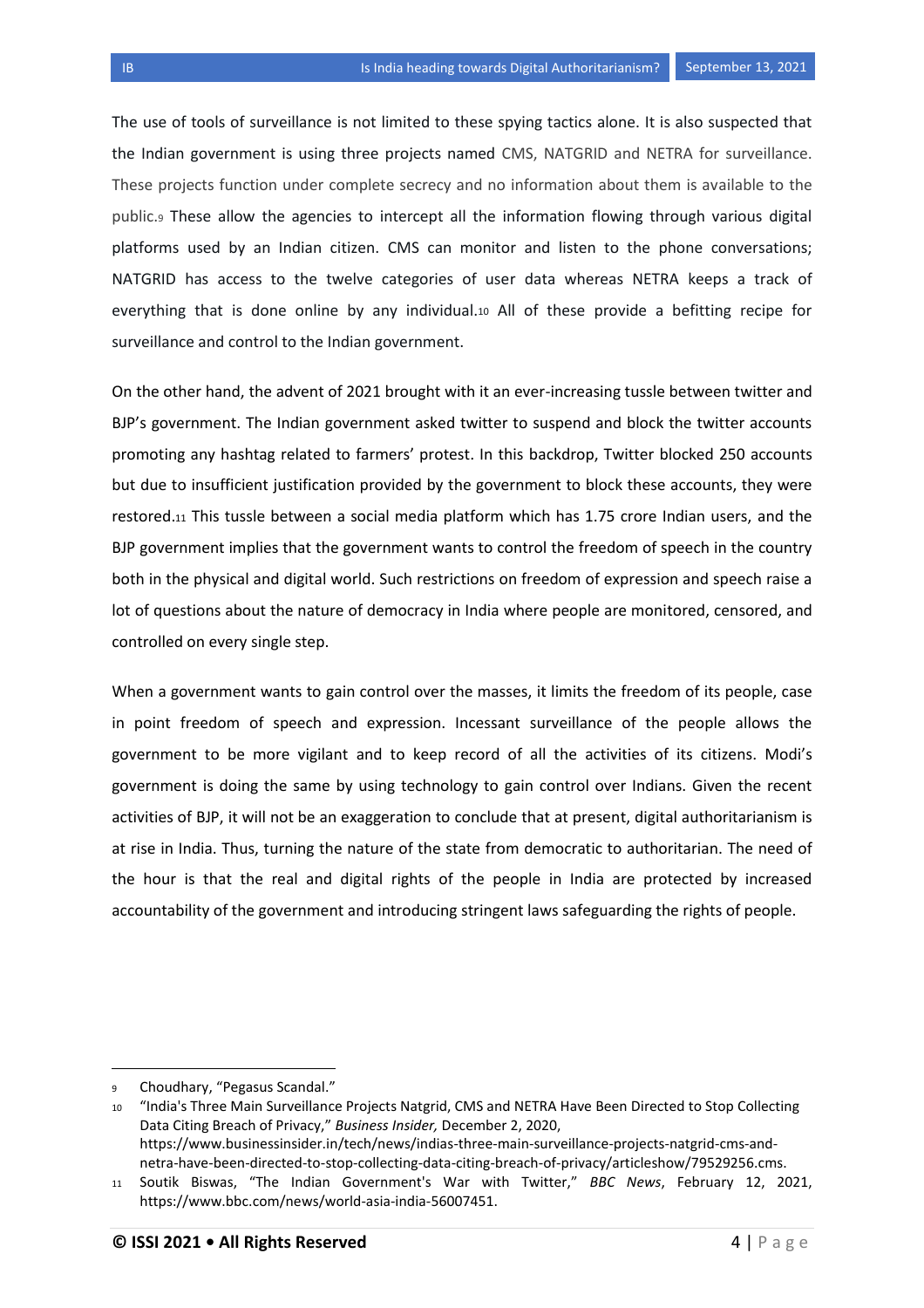The use of tools of surveillance is not limited to these spying tactics alone. It is also suspected that the Indian government is using three projects named CMS, NATGRID and NETRA for surveillance. These projects function under complete secrecy and no information about them is available to the public.[9] These allow the agencies to intercept all the information flowing through various digital platforms used by an Indian citizen. CMS can monitor and listen to the phone conversations; NATGRID has access to the twelve categories of user data whereas NETRA keeps a track of everything that is done online by any individual.[10] All of these provide a befitting recipe for surveillance and control to the Indian government.

On the other hand, the advent of 2021 brought with it an ever-increasing tussle between twitter and BJP's government. The Indian government asked twitter to suspend and block the twitter accounts promoting any hashtag related to farmers' protest. In this backdrop, Twitter blocked 250 accounts but due to insufficient justification provided by the government to block these accounts, they were restored.[11] This tussle between a social media platform which has 1.75 crore Indian users, and the BJP government implies that the government wants to control the freedom of speech in the country both in the physical and digital world. Such restrictions on freedom of expression and speech raise a lot of questions about the nature of democracy in India where people are monitored, censored, and controlled on every single step.

When a government wants to gain control over the masses, it limits the freedom of its people, case in point freedom of speech and expression. Incessant surveillance of the people allows the government to be more vigilant and to keep record of all the activities of its citizens. Modi's government is doing the same by using technology to gain control over Indians. Given the recent activities of BJP, it will not be an exaggeration to conclude that at present, digital authoritarianism is at rise in India. Thus, turning the nature of the state from democratic to authoritarian. The need of the hour is that the real and digital rights of the people in India are protected by increased accountability of the government and introducing stringent laws safeguarding the rights of people.

---

[9] Choudhary, "Pegasus Scandal."

[10] "India's Three Main Surveillance Projects Natgrid, CMS and NETRA Have Been Directed to Stop Collecting Data Citing Breach of Privacy," *Business Insider,* December 2, 2020, https://www.businessinsider.in/tech/news/indias-three-main-surveillance-projects-natgrid-cms-and-netra-have-been-directed-to-stop-collecting-data-citing-breach-of-privacy/articleshow/79529256.cms.

[11] Soutik Biswas, "The Indian Government's War with Twitter," *BBC News*, February 12, 2021, https://www.bbc.com/news/world-asia-india-56007451.